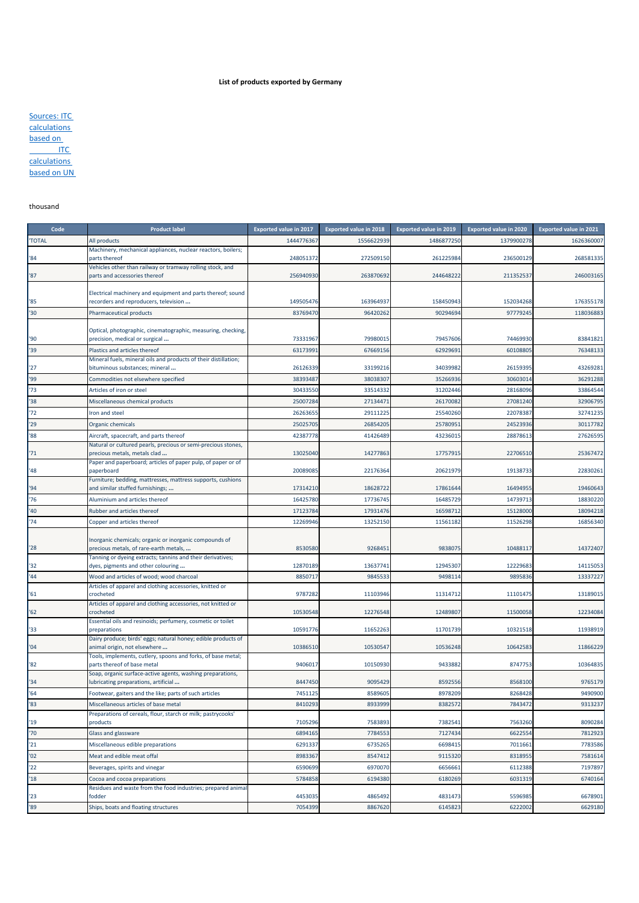# List of products exported by Germany

Sources: ITC calculations based on ITC calculations based on UN

thousand

| Code | Product label | Exported value in 2017 | Exported value in 2018 | Exported value in 2019 | Exported value in 2020 | Exported value in 2021 |
|---|---|---|---|---|---|---|
| 'TOTAL | All products | 1444776367 | 1556622939 | 1486877250 | 1379900278 | 1626360007 |
| '84 | Machinery, mechanical appliances, nuclear reactors, boilers; parts thereof | 248051372 | 272509150 | 261225984 | 236500129 | 268581335 |
| '87 | Vehicles other than railway or tramway rolling stock, and parts and accessories thereof | 256940930 | 263870692 | 244648222 | 211352537 | 246003165 |
| '85 | Electrical machinery and equipment and parts thereof; sound recorders and reproducers, television ... | 149505476 | 163964937 | 158450943 | 152034268 | 176355178 |
| '30 | Pharmaceutical products | 83769470 | 96420262 | 90294694 | 97779245 | 118036883 |
| '90 | Optical, photographic, cinematographic, measuring, checking, precision, medical or surgical ... | 73331967 | 79980015 | 79457606 | 74469930 | 83841821 |
| '39 | Plastics and articles thereof | 63173991 | 67669156 | 62929691 | 60108805 | 76348133 |
| '27 | Mineral fuels, mineral oils and products of their distillation; bituminous substances; mineral ... | 26126339 | 33199216 | 34039982 | 26159395 | 43269281 |
| '99 | Commodities not elsewhere specified | 38393487 | 38038307 | 35266936 | 30603014 | 36291288 |
| '73 | Articles of iron or steel | 30433550 | 33514332 | 31202446 | 28168096 | 33864544 |
| '38 | Miscellaneous chemical products | 25007284 | 27134471 | 26170082 | 27081240 | 32906795 |
| '72 | Iron and steel | 26263655 | 29111225 | 25540260 | 22078387 | 32741235 |
| '29 | Organic chemicals | 25025705 | 26854205 | 25780951 | 24523936 | 30117782 |
| '88 | Aircraft, spacecraft, and parts thereof | 42387778 | 41426489 | 43236015 | 28878613 | 27626595 |
| '71 | Natural or cultured pearls, precious or semi-precious stones, precious metals, metals clad ... | 13025040 | 14277863 | 17757915 | 22706510 | 25367472 |
| '48 | Paper and paperboard; articles of paper pulp, of paper or of paperboard | 20089085 | 22176364 | 20621979 | 19138733 | 22830261 |
| '94 | Furniture; bedding, mattresses, mattress supports, cushions and similar stuffed furnishings; ... | 17314210 | 18628722 | 17861644 | 16494955 | 19460643 |
| '76 | Aluminium and articles thereof | 16425780 | 17736745 | 16485729 | 14739713 | 18830220 |
| '40 | Rubber and articles thereof | 17123784 | 17931476 | 16598712 | 15128000 | 18094218 |
| '74 | Copper and articles thereof | 12269946 | 13252150 | 11561182 | 11526298 | 16856340 |
| '28 | Inorganic chemicals; organic or inorganic compounds of precious metals, of rare-earth metals, ... | 8530580 | 9268451 | 9838075 | 10488117 | 14372407 |
| '32 | Tanning or dyeing extracts; tannins and their derivatives; dyes, pigments and other colouring ... | 12870189 | 13637741 | 12945307 | 12229683 | 14115053 |
| '44 | Wood and articles of wood; wood charcoal | 8850717 | 9845533 | 9498114 | 9895836 | 13337227 |
| '61 | Articles of apparel and clothing accessories, knitted or crocheted | 9787282 | 11103946 | 11314712 | 11101475 | 13189015 |
| '62 | Articles of apparel and clothing accessories, not knitted or crocheted | 10530548 | 12276548 | 12489807 | 11500058 | 12234084 |
| '33 | Essential oils and resinoids; perfumery, cosmetic or toilet preparations | 10591776 | 11652263 | 11701739 | 10321518 | 11938919 |
| '04 | Dairy produce; birds' eggs; natural honey; edible products of animal origin, not elsewhere ... | 10386510 | 10530547 | 10536248 | 10642583 | 11866229 |
| '82 | Tools, implements, cutlery, spoons and forks, of base metal; parts thereof of base metal | 9406017 | 10150930 | 9433882 | 8747753 | 10364835 |
| '34 | Soap, organic surface-active agents, washing preparations, lubricating preparations, artificial ... | 8447450 | 9095429 | 8592556 | 8568100 | 9765179 |
| '64 | Footwear, gaiters and the like; parts of such articles | 7451125 | 8589605 | 8978209 | 8268428 | 9490900 |
| '83 | Miscellaneous articles of base metal | 8410293 | 8933999 | 8382572 | 7843472 | 9313237 |
| '19 | Preparations of cereals, flour, starch or milk; pastrycooks' products | 7105296 | 7583893 | 7382541 | 7563260 | 8090284 |
| '70 | Glass and glassware | 6894165 | 7784553 | 7127434 | 6622554 | 7812923 |
| '21 | Miscellaneous edible preparations | 6291337 | 6735265 | 6698415 | 7011661 | 7783586 |
| '02 | Meat and edible meat offal | 8983367 | 8547412 | 9115320 | 8318955 | 7581614 |
| '22 | Beverages, spirits and vinegar | 6590699 | 6970070 | 6656661 | 6112388 | 7197897 |
| '18 | Cocoa and cocoa preparations | 5784858 | 6194380 | 6180269 | 6031319 | 6740164 |
| '23 | Residues and waste from the food industries; prepared animal fodder | 4453035 | 4865492 | 4831473 | 5596985 | 6678901 |
| '89 | Ships, boats and floating structures | 7054399 | 8867620 | 6145823 | 6222002 | 6629180 |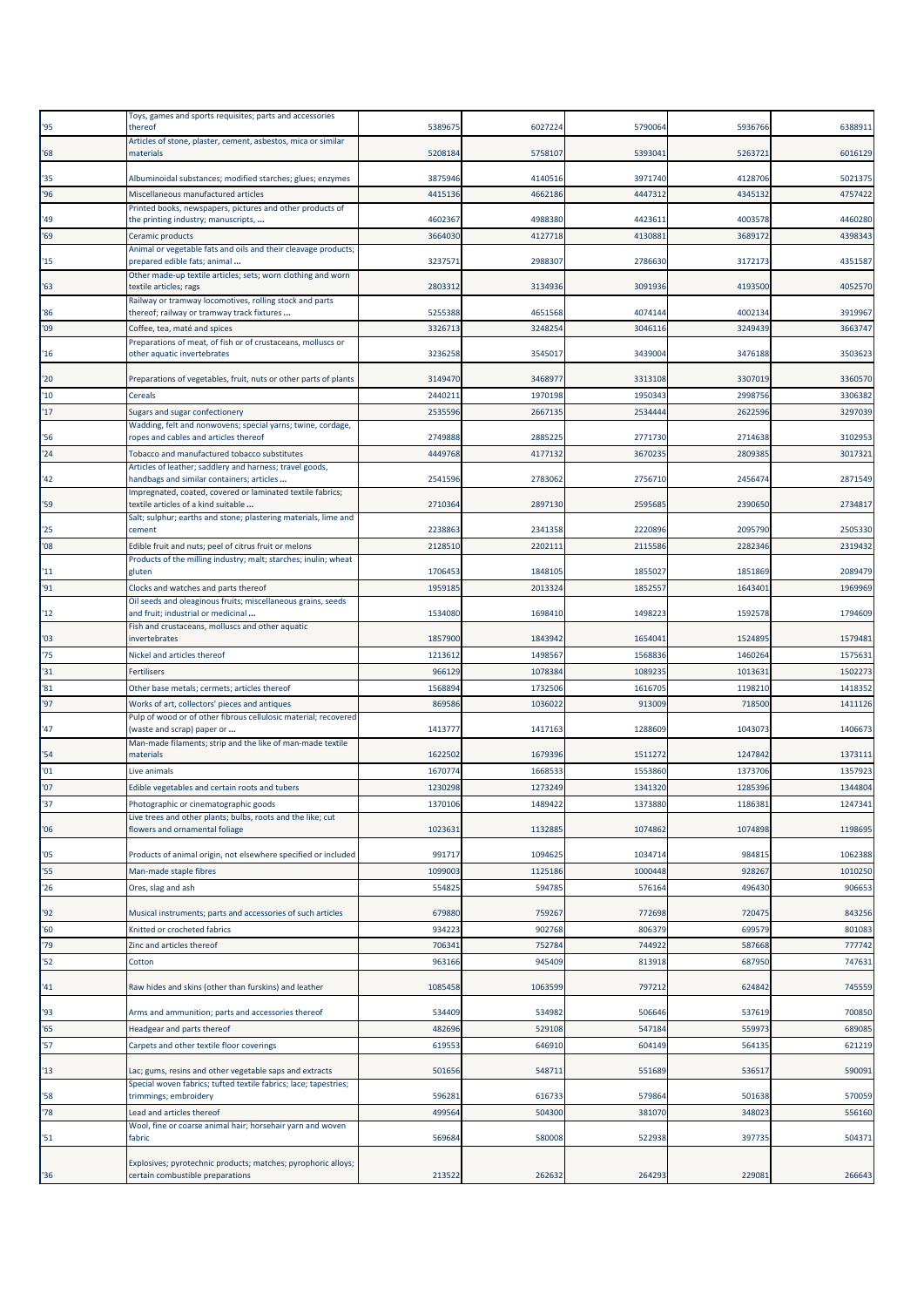| '95 | Toys, games and sports requisites; parts and accessories thereof | 5389675 | 6027224 | 5790064 | 5936766 | 6388911 |
|---|---|---|---|---|---|---|
| '68 | Articles of stone, plaster, cement, asbestos, mica or similar materials | 5208184 | 5758107 | 5393041 | 5263721 | 6016129 |
| '35 | Albuminoidal substances; modified starches; glues; enzymes | 3875946 | 4140516 | 3971740 | 4128706 | 5021375 |
| '96 | Miscellaneous manufactured articles | 4415136 | 4662186 | 4447312 | 4345132 | 4757422 |
| '49 | Printed books, newspapers, pictures and other products of the printing industry; manuscripts, ... | 4602367 | 4988380 | 4423611 | 4003578 | 4460280 |
| '69 | Ceramic products | 3664030 | 4127718 | 4130881 | 3689172 | 4398343 |
| '15 | Animal or vegetable fats and oils and their cleavage products; prepared edible fats; animal ... | 3237571 | 2988307 | 2786630 | 3172173 | 4351587 |
| '63 | Other made-up textile articles; sets; worn clothing and worn textile articles; rags | 2803312 | 3134936 | 3091936 | 4193500 | 4052570 |
| '86 | Railway or tramway locomotives, rolling stock and parts thereof; railway or tramway track fixtures ... | 5255388 | 4651568 | 4074144 | 4002134 | 3919967 |
| '09 | Coffee, tea, maté and spices | 3326713 | 3248254 | 3046116 | 3249439 | 3663747 |
| '16 | Preparations of meat, of fish or of crustaceans, molluscs or other aquatic invertebrates | 3236258 | 3545017 | 3439004 | 3476188 | 3503623 |
| '20 | Preparations of vegetables, fruit, nuts or other parts of plants | 3149470 | 3468977 | 3313108 | 3307019 | 3360570 |
| '10 | Cereals | 2440211 | 1970198 | 1950343 | 2998756 | 3306382 |
| '17 | Sugars and sugar confectionery | 2535596 | 2667135 | 2534444 | 2622596 | 3297039 |
| '56 | Wadding, felt and nonwovens; special yarns; twine, cordage, ropes and cables and articles thereof | 2749888 | 2885225 | 2771730 | 2714638 | 3102953 |
| '24 | Tobacco and manufactured tobacco substitutes | 4449768 | 4177132 | 3670235 | 2809385 | 3017321 |
| '42 | Articles of leather; saddlery and harness; travel goods, handbags and similar containers; articles ... | 2541596 | 2783062 | 2756710 | 2456474 | 2871549 |
| '59 | Impregnated, coated, covered or laminated textile fabrics; textile articles of a kind suitable ... | 2710364 | 2897130 | 2595685 | 2390650 | 2734817 |
| '25 | Salt; sulphur; earths and stone; plastering materials, lime and cement | 2238863 | 2341358 | 2220896 | 2095790 | 2505330 |
| '08 | Edible fruit and nuts; peel of citrus fruit or melons | 2128510 | 2202111 | 2115586 | 2282346 | 2319432 |
| '11 | Products of the milling industry; malt; starches; inulin; wheat gluten | 1706453 | 1848105 | 1855027 | 1851869 | 2089479 |
| '91 | Clocks and watches and parts thereof | 1959185 | 2013324 | 1852557 | 1643401 | 1969969 |
| '12 | Oil seeds and oleaginous fruits; miscellaneous grains, seeds and fruit; industrial or medicinal ... | 1534080 | 1698410 | 1498223 | 1592578 | 1794609 |
| '03 | Fish and crustaceans, molluscs and other aquatic invertebrates | 1857900 | 1843942 | 1654041 | 1524895 | 1579481 |
| '75 | Nickel and articles thereof | 1213612 | 1498567 | 1568836 | 1460264 | 1575631 |
| '31 | Fertilisers | 966129 | 1078384 | 1089235 | 1013631 | 1502273 |
| '81 | Other base metals; cermets; articles thereof | 1568894 | 1732506 | 1616705 | 1198210 | 1418352 |
| '97 | Works of art, collectors' pieces and antiques | 869586 | 1036022 | 913009 | 718500 | 1411126 |
| '47 | Pulp of wood or of other fibrous cellulosic material; recovered (waste and scrap) paper or ... | 1413777 | 1417163 | 1288609 | 1043073 | 1406673 |
| '54 | Man-made filaments; strip and the like of man-made textile materials | 1622502 | 1679396 | 1511272 | 1247842 | 1373111 |
| '01 | Live animals | 1670774 | 1668533 | 1553860 | 1373706 | 1357923 |
| '07 | Edible vegetables and certain roots and tubers | 1230298 | 1273249 | 1341320 | 1285396 | 1344804 |
| '37 | Photographic or cinematographic goods | 1370106 | 1489422 | 1373880 | 1186381 | 1247341 |
| '06 | Live trees and other plants; bulbs, roots and the like; cut flowers and ornamental foliage | 1023631 | 1132885 | 1074862 | 1074898 | 1198695 |
| '05 | Products of animal origin, not elsewhere specified or included | 991717 | 1094625 | 1034714 | 984815 | 1062388 |
| '55 | Man-made staple fibres | 1099003 | 1125186 | 1000448 | 928267 | 1010250 |
| '26 | Ores, slag and ash | 554825 | 594785 | 576164 | 496430 | 906653 |
| '92 | Musical instruments; parts and accessories of such articles | 679880 | 759267 | 772698 | 720475 | 843256 |
| '60 | Knitted or crocheted fabrics | 934223 | 902768 | 806379 | 699579 | 801083 |
| '79 | Zinc and articles thereof | 706341 | 752784 | 744922 | 587668 | 777742 |
| '52 | Cotton | 963166 | 945409 | 813918 | 687950 | 747631 |
| '41 | Raw hides and skins (other than furskins) and leather | 1085458 | 1063599 | 797212 | 624842 | 745559 |
| '93 | Arms and ammunition; parts and accessories thereof | 534409 | 534982 | 506646 | 537619 | 700850 |
| '65 | Headgear and parts thereof | 482696 | 529108 | 547184 | 559973 | 689085 |
| '57 | Carpets and other textile floor coverings | 619553 | 646910 | 604149 | 564135 | 621219 |
| '13 | Lac; gums, resins and other vegetable saps and extracts | 501656 | 548711 | 551689 | 536517 | 590091 |
| '58 | Special woven fabrics; tufted textile fabrics; lace; tapestries; trimmings; embroidery | 596281 | 616733 | 579864 | 501638 | 570059 |
| '78 | Lead and articles thereof | 499564 | 504300 | 381070 | 348023 | 556160 |
| '51 | Wool, fine or coarse animal hair; horsehair yarn and woven fabric | 569684 | 580008 | 522938 | 397735 | 504371 |
| '36 | Explosives; pyrotechnic products; matches; pyrophoric alloys; certain combustible preparations | 213522 | 262632 | 264293 | 229081 | 266643 |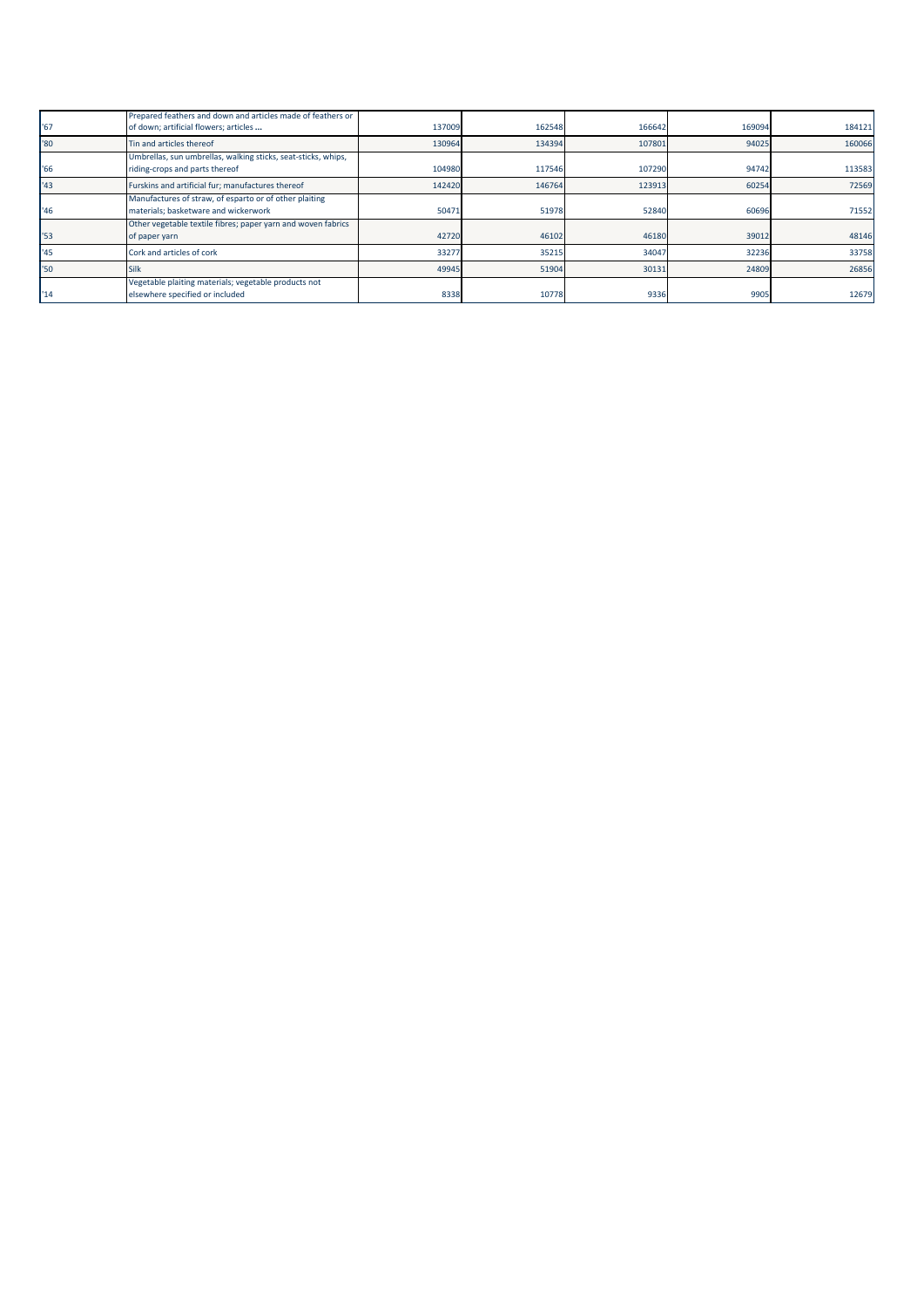| | | | | | | |
|---|---|---|---|---|---|---|
| '67 | Prepared feathers and down and articles made of feathers or of down; artificial flowers; articles ... | 137009 | 162548 | 166642 | 169094 | 184121 |
| '80 | Tin and articles thereof | 130964 | 134394 | 107801 | 94025 | 160066 |
| '66 | Umbrellas, sun umbrellas, walking sticks, seat-sticks, whips, riding-crops and parts thereof | 104980 | 117546 | 107290 | 94742 | 113583 |
| '43 | Furskins and artificial fur; manufactures thereof | 142420 | 146764 | 123913 | 60254 | 72569 |
| '46 | Manufactures of straw, of esparto or of other plaiting materials; basketware and wickerwork | 50471 | 51978 | 52840 | 60696 | 71552 |
| '53 | Other vegetable textile fibres; paper yarn and woven fabrics of paper yarn | 42720 | 46102 | 46180 | 39012 | 48146 |
| '45 | Cork and articles of cork | 33277 | 35215 | 34047 | 32236 | 33758 |
| '50 | Silk | 49945 | 51904 | 30131 | 24809 | 26856 |
| '14 | Vegetable plaiting materials; vegetable products not elsewhere specified or included | 8338 | 10778 | 9336 | 9905 | 12679 |